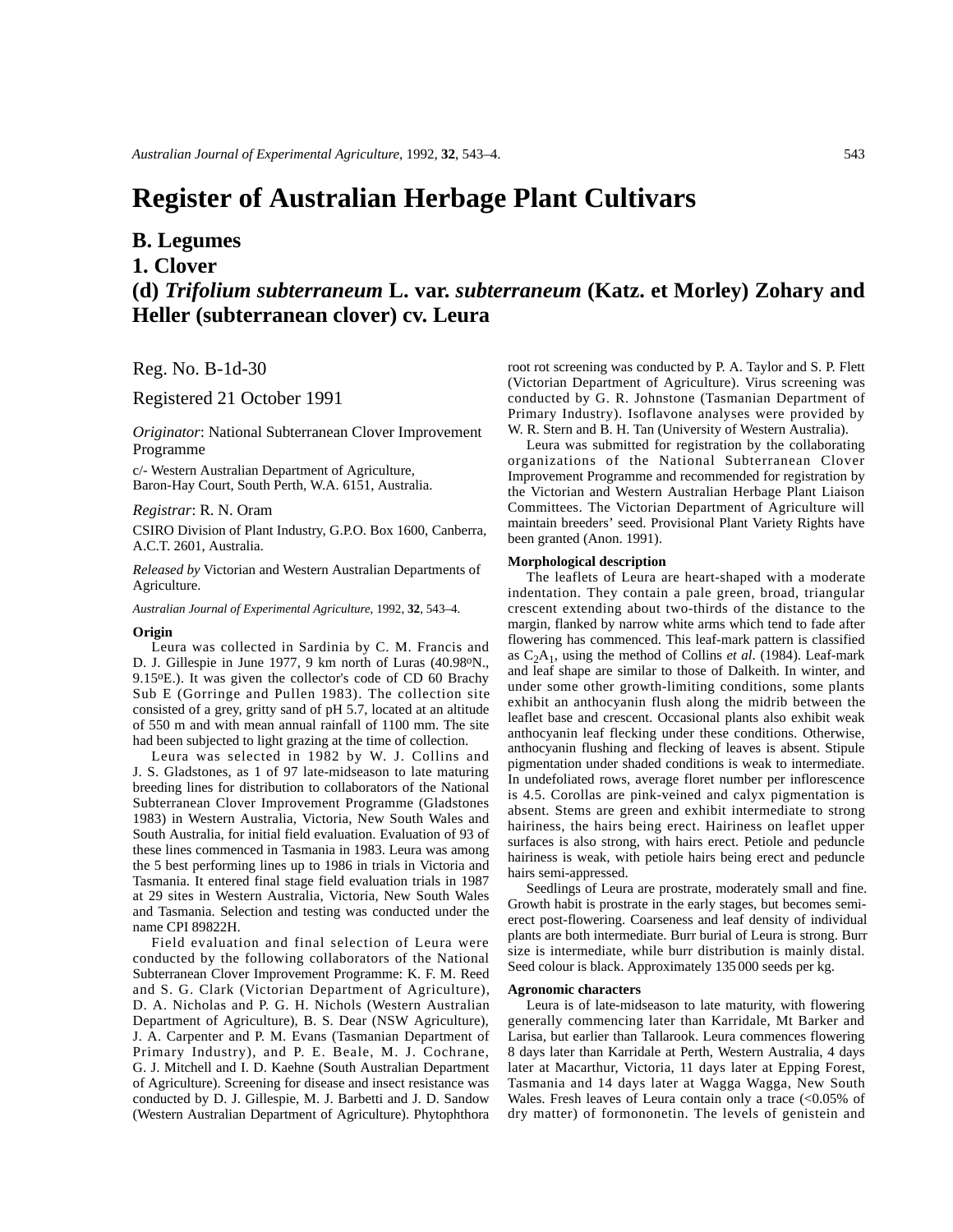# Register of Australian Herbage Plant Cultivars

## B. Legumes

## 1. Clover

## (d) *Trifolium subterraneum* L. var. *subterraneum* (Katz. et Morley) Zohary and Heller (subterranean clover) cv. Leura

Reg. No. B-1d-30

Registered 21 October 1991

*Originator*: National Subterranean Clover Improvement Programme

c/- Western Australian Department of Agriculture, Baron-Hay Court, South Perth, W.A. 6151, Australia.

*Registrar*: R. N. Oram

CSIRO Division of Plant Industry, G.P.O. Box 1600, Canberra, A.C.T. 2601, Australia.

*Released by* Victorian and Western Australian Departments of Agriculture.

*Australian Journal of Experimental Agriculture*, 1992, **32**, 543–4.

### Origin

Leura was collected in Sardinia by C. M. Francis and D. J. Gillespie in June 1977, 9 km north of Luras (40.98°N., 9.15°E.). It was given the collector's code of CD 60 Brachy Sub E (Gorringe and Pullen 1983). The collection site consisted of a grey, gritty sand of pH 5.7, located at an altitude of 550 m and with mean annual rainfall of 1100 mm. The site had been subjected to light grazing at the time of collection.

Leura was selected in 1982 by W. J. Collins and J. S. Gladstones, as 1 of 97 late-midseason to late maturing breeding lines for distribution to collaborators of the National Subterranean Clover Improvement Programme (Gladstones 1983) in Western Australia, Victoria, New South Wales and South Australia, for initial field evaluation. Evaluation of 93 of these lines commenced in Tasmania in 1983. Leura was among the 5 best performing lines up to 1986 in trials in Victoria and Tasmania. It entered final stage field evaluation trials in 1987 at 29 sites in Western Australia, Victoria, New South Wales and Tasmania. Selection and testing was conducted under the name CPI 89822H.

Field evaluation and final selection of Leura were conducted by the following collaborators of the National Subterranean Clover Improvement Programme: K. F. M. Reed and S. G. Clark (Victorian Department of Agriculture), D. A. Nicholas and P. G. H. Nichols (Western Australian Department of Agriculture), B. S. Dear (NSW Agriculture), J. A. Carpenter and P. M. Evans (Tasmanian Department of Primary Industry), and P. E. Beale, M. J. Cochrane, G. J. Mitchell and I. D. Kaehne (South Australian Department of Agriculture). Screening for disease and insect resistance was conducted by D. J. Gillespie, M. J. Barbetti and J. D. Sandow (Western Australian Department of Agriculture). Phytophthora root rot screening was conducted by P. A. Taylor and S. P. Flett (Victorian Department of Agriculture). Virus screening was conducted by G. R. Johnstone (Tasmanian Department of Primary Industry). Isoflavone analyses were provided by W. R. Stern and B. H. Tan (University of Western Australia).

Leura was submitted for registration by the collaborating organizations of the National Subterranean Clover Improvement Programme and recommended for registration by the Victorian and Western Australian Herbage Plant Liaison Committees. The Victorian Department of Agriculture will maintain breeders' seed. Provisional Plant Variety Rights have been granted (Anon. 1991).

### Morphological description

The leaflets of Leura are heart-shaped with a moderate indentation. They contain a pale green, broad, triangular crescent extending about two-thirds of the distance to the margin, flanked by narrow white arms which tend to fade after flowering has commenced. This leaf-mark pattern is classified as $C_2A_1$, using the method of Collins *et al.* (1984). Leaf-mark and leaf shape are similar to those of Dalkeith. In winter, and under some other growth-limiting conditions, some plants exhibit an anthocyanin flush along the midrib between the leaflet base and crescent. Occasional plants also exhibit weak anthocyanin leaf flecking under these conditions. Otherwise, anthocyanin flushing and flecking of leaves is absent. Stipule pigmentation under shaded conditions is weak to intermediate. In undefoliated rows, average floret number per inflorescence is 4.5. Corollas are pink-veined and calyx pigmentation is absent. Stems are green and exhibit intermediate to strong hairiness, the hairs being erect. Hairiness on leaflet upper surfaces is also strong, with hairs erect. Petiole and peduncle hairiness is weak, with petiole hairs being erect and peduncle hairs semi-appressed.

Seedlings of Leura are prostrate, moderately small and fine. Growth habit is prostrate in the early stages, but becomes semi-erect post-flowering. Coarseness and leaf density of individual plants are both intermediate. Burr burial of Leura is strong. Burr size is intermediate, while burr distribution is mainly distal. Seed colour is black. Approximately 135 000 seeds per kg.

### Agronomic characters

Leura is of late-midseason to late maturity, with flowering generally commencing later than Karridale, Mt Barker and Larisa, but earlier than Tallarook. Leura commences flowering 8 days later than Karridale at Perth, Western Australia, 4 days later at Macarthur, Victoria, 11 days later at Epping Forest, Tasmania and 14 days later at Wagga Wagga, New South Wales. Fresh leaves of Leura contain only a trace (<0.05% of dry matter) of formononetin. The levels of genistein and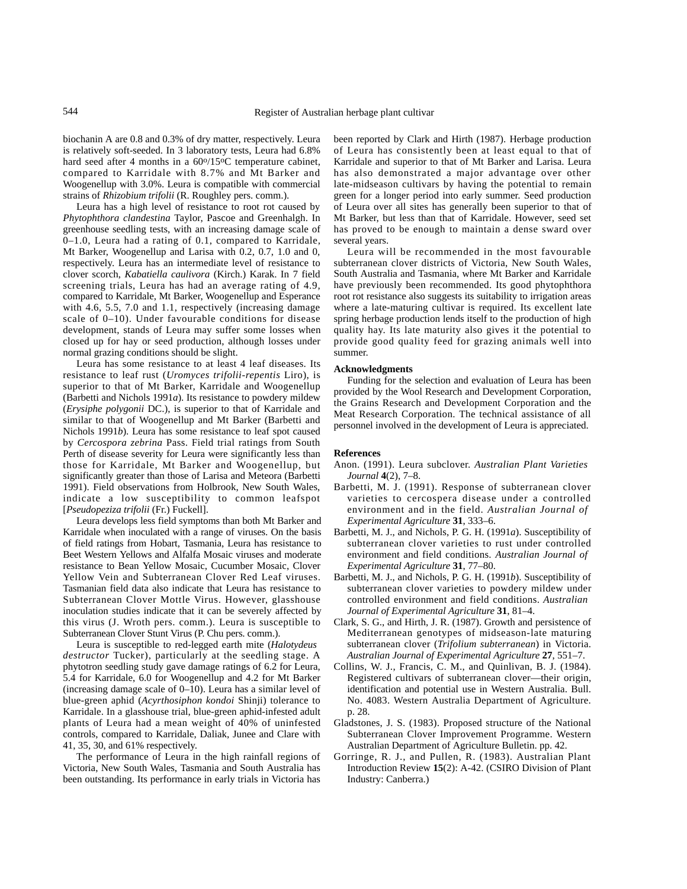biochanin A are 0.8 and 0.3% of dry matter, respectively. Leura is relatively soft-seeded. In 3 laboratory tests, Leura had 6.8% hard seed after 4 months in a 60°/15°C temperature cabinet, compared to Karridale with 8.7% and Mt Barker and Woogenellup with 3.0%. Leura is compatible with commercial strains of *Rhizobium trifolii* (R. Roughley pers. comm.).

Leura has a high level of resistance to root rot caused by *Phytophthora clandestina* Taylor, Pascoe and Greenhalgh. In greenhouse seedling tests, with an increasing damage scale of 0–1.0, Leura had a rating of 0.1, compared to Karridale, Mt Barker, Woogenellup and Larisa with 0.2, 0.7, 1.0 and 0, respectively. Leura has an intermediate level of resistance to clover scorch, *Kabatiella caulivora* (Kirch.) Karak. In 7 field screening trials, Leura has had an average rating of 4.9, compared to Karridale, Mt Barker, Woogenellup and Esperance with 4.6, 5.5, 7.0 and 1.1, respectively (increasing damage scale of 0–10). Under favourable conditions for disease development, stands of Leura may suffer some losses when closed up for hay or seed production, although losses under normal grazing conditions should be slight.

Leura has some resistance to at least 4 leaf diseases. Its resistance to leaf rust (*Uromyces trifolii-repentis* Liro), is superior to that of Mt Barker, Karridale and Woogenellup (Barbetti and Nichols 1991*a*). Its resistance to powdery mildew (*Erysiphe polygonii* DC.), is superior to that of Karridale and similar to that of Woogenellup and Mt Barker (Barbetti and Nichols 1991*b*). Leura has some resistance to leaf spot caused by *Cercospora zebrina* Pass. Field trial ratings from South Perth of disease severity for Leura were significantly less than those for Karridale, Mt Barker and Woogenellup, but significantly greater than those of Larisa and Meteora (Barbetti 1991). Field observations from Holbrook, New South Wales, indicate a low susceptibility to common leafspot [*Pseudopeziza trifolii* (Fr.) Fuckell].

Leura develops less field symptoms than both Mt Barker and Karridale when inoculated with a range of viruses. On the basis of field ratings from Hobart, Tasmania, Leura has resistance to Beet Western Yellows and Alfalfa Mosaic viruses and moderate resistance to Bean Yellow Mosaic, Cucumber Mosaic, Clover Yellow Vein and Subterranean Clover Red Leaf viruses. Tasmanian field data also indicate that Leura has resistance to Subterranean Clover Mottle Virus. However, glasshouse inoculation studies indicate that it can be severely affected by this virus (J. Wroth pers. comm.). Leura is susceptible to Subterranean Clover Stunt Virus (P. Chu pers. comm.).

Leura is susceptible to red-legged earth mite (*Halotydeus destructor* Tucker), particularly at the seedling stage. A phytotron seedling study gave damage ratings of 6.2 for Leura, 5.4 for Karridale, 6.0 for Woogenellup and 4.2 for Mt Barker (increasing damage scale of 0–10). Leura has a similar level of blue-green aphid (*Acyrthosiphon kondoi* Shinji) tolerance to Karridale. In a glasshouse trial, blue-green aphid-infested adult plants of Leura had a mean weight of 40% of uninfested controls, compared to Karridale, Daliak, Junee and Clare with 41, 35, 30, and 61% respectively.

The performance of Leura in the high rainfall regions of Victoria, New South Wales, Tasmania and South Australia has been outstanding. Its performance in early trials in Victoria has been reported by Clark and Hirth (1987). Herbage production of Leura has consistently been at least equal to that of Karridale and superior to that of Mt Barker and Larisa. Leura has also demonstrated a major advantage over other late-midseason cultivars by having the potential to remain green for a longer period into early summer. Seed production of Leura over all sites has generally been superior to that of Mt Barker, but less than that of Karridale. However, seed set has proved to be enough to maintain a dense sward over several years.

Leura will be recommended in the most favourable subterranean clover districts of Victoria, New South Wales, South Australia and Tasmania, where Mt Barker and Karridale have previously been recommended. Its good phytophthora root rot resistance also suggests its suitability to irrigation areas where a late-maturing cultivar is required. Its excellent late spring herbage production lends itself to the production of high quality hay. Its late maturity also gives it the potential to provide good quality feed for grazing animals well into summer.

### Acknowledgments

Funding for the selection and evaluation of Leura has been provided by the Wool Research and Development Corporation, the Grains Research and Development Corporation and the Meat Research Corporation. The technical assistance of all personnel involved in the development of Leura is appreciated.

### References

Anon. (1991). Leura subclover. *Australian Plant Varieties Journal* **4**(2), 7–8.

Barbetti, M. J. (1991). Response of subterranean clover varieties to cercospera disease under a controlled environment and in the field. *Australian Journal of Experimental Agriculture* **31**, 333–6.

Barbetti, M. J., and Nichols, P. G. H. (1991*a*). Susceptibility of subterranean clover varieties to rust under controlled environment and field conditions. *Australian Journal of Experimental Agriculture* **31**, 77–80.

Barbetti, M. J., and Nichols, P. G. H. (1991*b*). Susceptibility of subterranean clover varieties to powdery mildew under controlled environment and field conditions. *Australian Journal of Experimental Agriculture* **31**, 81–4.

Clark, S. G., and Hirth, J. R. (1987). Growth and persistence of Mediterranean genotypes of midseason-late maturing subterranean clover (*Trifolium subterranean*) in Victoria. *Australian Journal of Experimental Agriculture* **27**, 551–7.

Collins, W. J., Francis, C. M., and Quinlivan, B. J. (1984). Registered cultivars of subterranean clover—their origin, identification and potential use in Western Australia. Bull. No. 4083. Western Australia Department of Agriculture. p. 28.

Gladstones, J. S. (1983). Proposed structure of the National Subterranean Clover Improvement Programme. Western Australian Department of Agriculture Bulletin. pp. 42.

Gorringe, R. J., and Pullen, R. (1983). Australian Plant Introduction Review **15**(2): A-42. (CSIRO Division of Plant Industry: Canberra.)